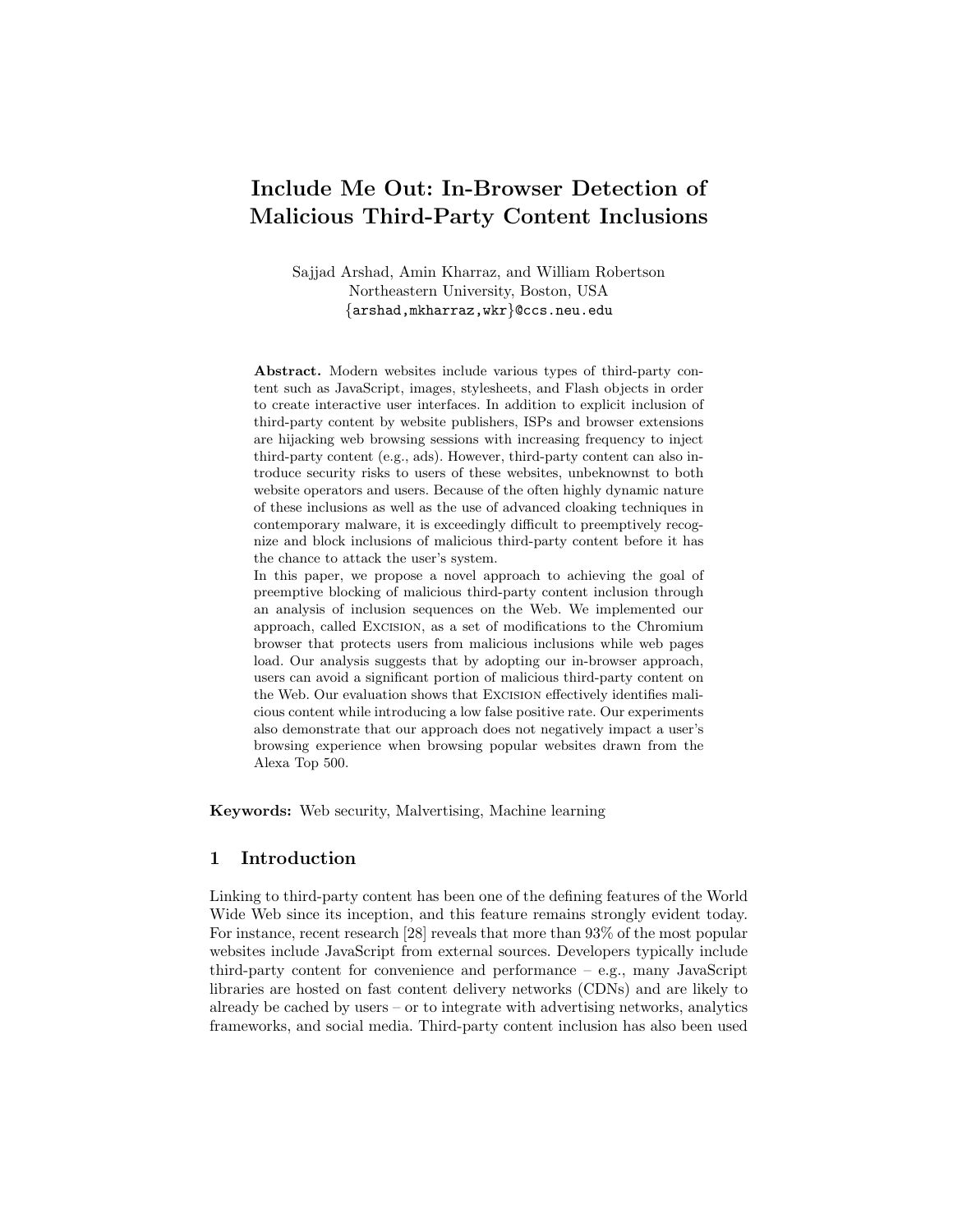# Include Me Out: In-Browser Detection of Malicious Third-Party Content Inclusions

Sajjad Arshad, Amin Kharraz, and William Robertson
Northeastern University, Boston, USA
{arshad,mkharraz,wkr}@ccs.neu.edu

**Abstract.** Modern websites include various types of third-party content such as JavaScript, images, stylesheets, and Flash objects in order to create interactive user interfaces. In addition to explicit inclusion of third-party content by website publishers, ISPs and browser extensions are hijacking web browsing sessions with increasing frequency to inject third-party content (e.g., ads). However, third-party content can also introduce security risks to users of these websites, unbeknownst to both website operators and users. Because of the often highly dynamic nature of these inclusions as well as the use of advanced cloaking techniques in contemporary malware, it is exceedingly difficult to preemptively recognize and block inclusions of malicious third-party content before it has the chance to attack the user's system.

In this paper, we propose a novel approach to achieving the goal of preemptive blocking of malicious third-party content inclusion through an analysis of inclusion sequences on the Web. We implemented our approach, called Excision, as a set of modifications to the Chromium browser that protects users from malicious inclusions while web pages load. Our analysis suggests that by adopting our in-browser approach, users can avoid a significant portion of malicious third-party content on the Web. Our evaluation shows that Excision effectively identifies malicious content while introducing a low false positive rate. Our experiments also demonstrate that our approach does not negatively impact a user's browsing experience when browsing popular websites drawn from the Alexa Top 500.

**Keywords:** Web security, Malvertising, Machine learning

## 1 Introduction

Linking to third-party content has been one of the defining features of the World Wide Web since its inception, and this feature remains strongly evident today. For instance, recent research [28] reveals that more than 93% of the most popular websites include JavaScript from external sources. Developers typically include third-party content for convenience and performance – e.g., many JavaScript libraries are hosted on fast content delivery networks (CDNs) and are likely to already be cached by users – or to integrate with advertising networks, analytics frameworks, and social media. Third-party content inclusion has also been used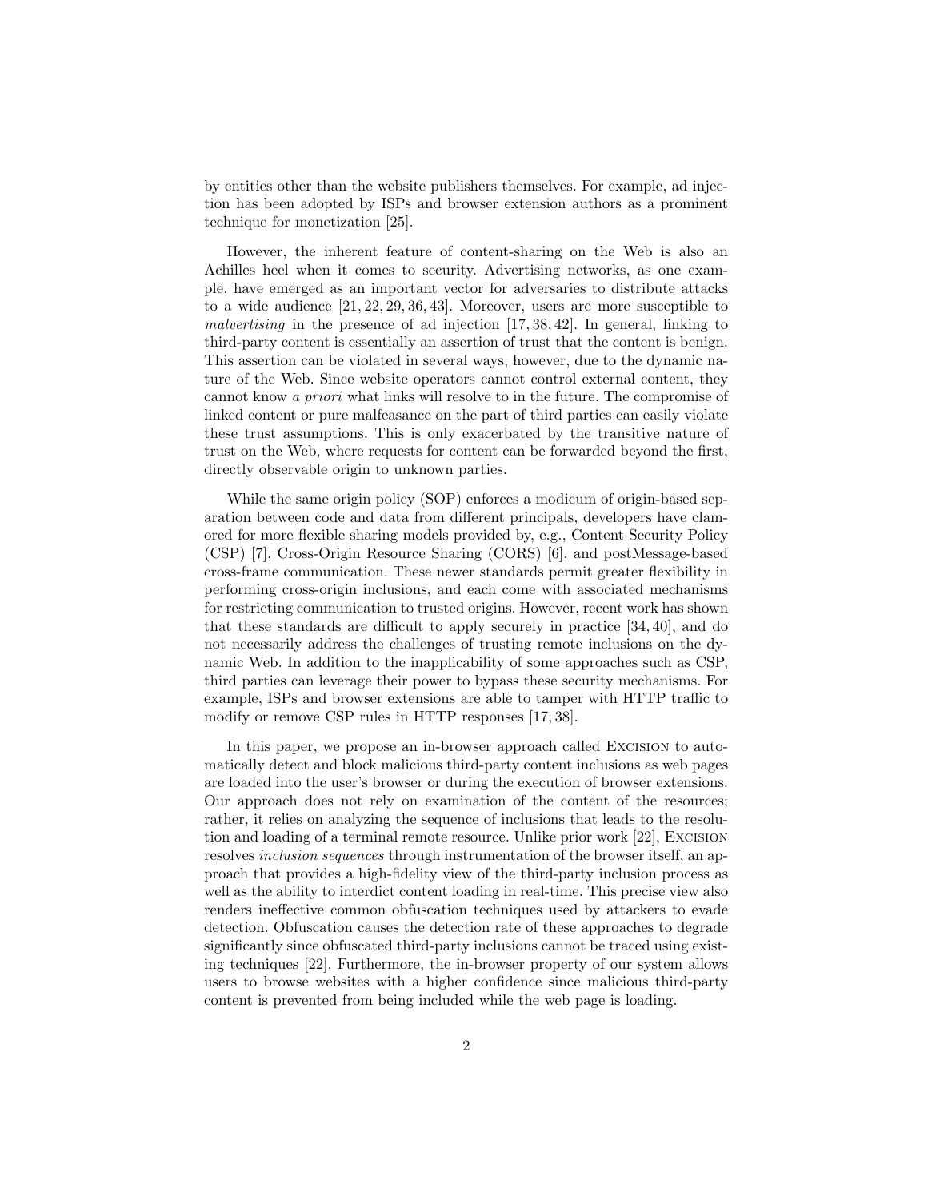by entities other than the website publishers themselves. For example, ad injection has been adopted by ISPs and browser extension authors as a prominent technique for monetization [25].

However, the inherent feature of content-sharing on the Web is also an Achilles heel when it comes to security. Advertising networks, as one example, have emerged as an important vector for adversaries to distribute attacks to a wide audience [21, 22, 29, 36, 43]. Moreover, users are more susceptible to *malvertising* in the presence of ad injection [17, 38, 42]. In general, linking to third-party content is essentially an assertion of trust that the content is benign. This assertion can be violated in several ways, however, due to the dynamic nature of the Web. Since website operators cannot control external content, they cannot know *a priori* what links will resolve to in the future. The compromise of linked content or pure malfeasance on the part of third parties can easily violate these trust assumptions. This is only exacerbated by the transitive nature of trust on the Web, where requests for content can be forwarded beyond the first, directly observable origin to unknown parties.

While the same origin policy (SOP) enforces a modicum of origin-based separation between code and data from different principals, developers have clamored for more flexible sharing models provided by, e.g., Content Security Policy (CSP) [7], Cross-Origin Resource Sharing (CORS) [6], and postMessage-based cross-frame communication. These newer standards permit greater flexibility in performing cross-origin inclusions, and each come with associated mechanisms for restricting communication to trusted origins. However, recent work has shown that these standards are difficult to apply securely in practice [34, 40], and do not necessarily address the challenges of trusting remote inclusions on the dynamic Web. In addition to the inapplicability of some approaches such as CSP, third parties can leverage their power to bypass these security mechanisms. For example, ISPs and browser extensions are able to tamper with HTTP traffic to modify or remove CSP rules in HTTP responses [17, 38].

In this paper, we propose an in-browser approach called Excision to automatically detect and block malicious third-party content inclusions as web pages are loaded into the user's browser or during the execution of browser extensions. Our approach does not rely on examination of the content of the resources; rather, it relies on analyzing the sequence of inclusions that leads to the resolution and loading of a terminal remote resource. Unlike prior work [22], Excision resolves *inclusion sequences* through instrumentation of the browser itself, an approach that provides a high-fidelity view of the third-party inclusion process as well as the ability to interdict content loading in real-time. This precise view also renders ineffective common obfuscation techniques used by attackers to evade detection. Obfuscation causes the detection rate of these approaches to degrade significantly since obfuscated third-party inclusions cannot be traced using existing techniques [22]. Furthermore, the in-browser property of our system allows users to browse websites with a higher confidence since malicious third-party content is prevented from being included while the web page is loading.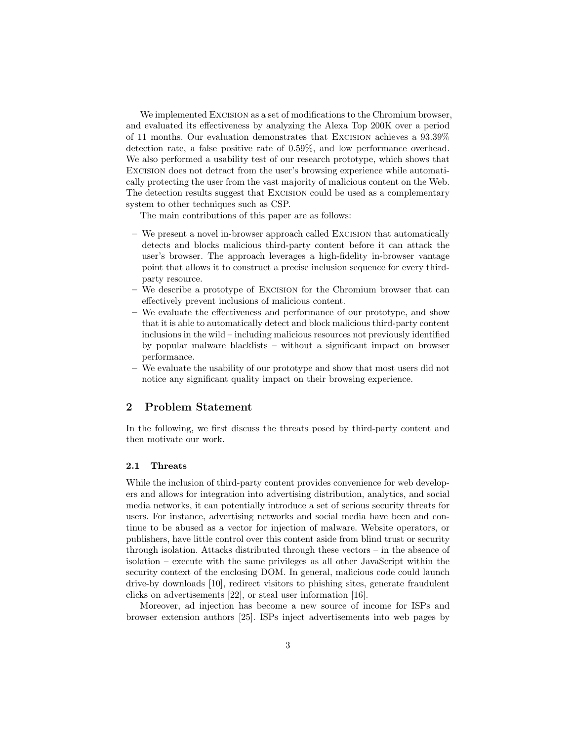We implemented Excision as a set of modifications to the Chromium browser, and evaluated its effectiveness by analyzing the Alexa Top 200K over a period of 11 months. Our evaluation demonstrates that Excision achieves a 93.39% detection rate, a false positive rate of 0.59%, and low performance overhead. We also performed a usability test of our research prototype, which shows that Excision does not detract from the user's browsing experience while automatically protecting the user from the vast majority of malicious content on the Web. The detection results suggest that Excision could be used as a complementary system to other techniques such as CSP.

The main contributions of this paper are as follows:

- We present a novel in-browser approach called Excision that automatically detects and blocks malicious third-party content before it can attack the user's browser. The approach leverages a high-fidelity in-browser vantage point that allows it to construct a precise inclusion sequence for every third-party resource.
- We describe a prototype of Excision for the Chromium browser that can effectively prevent inclusions of malicious content.
- We evaluate the effectiveness and performance of our prototype, and show that it is able to automatically detect and block malicious third-party content inclusions in the wild – including malicious resources not previously identified by popular malware blacklists – without a significant impact on browser performance.
- We evaluate the usability of our prototype and show that most users did not notice any significant quality impact on their browsing experience.

## 2 Problem Statement

In the following, we first discuss the threats posed by third-party content and then motivate our work.

### 2.1 Threats

While the inclusion of third-party content provides convenience for web developers and allows for integration into advertising distribution, analytics, and social media networks, it can potentially introduce a set of serious security threats for users. For instance, advertising networks and social media have been and continue to be abused as a vector for injection of malware. Website operators, or publishers, have little control over this content aside from blind trust or security through isolation. Attacks distributed through these vectors – in the absence of isolation – execute with the same privileges as all other JavaScript within the security context of the enclosing DOM. In general, malicious code could launch drive-by downloads [10], redirect visitors to phishing sites, generate fraudulent clicks on advertisements [22], or steal user information [16].

Moreover, ad injection has become a new source of income for ISPs and browser extension authors [25]. ISPs inject advertisements into web pages by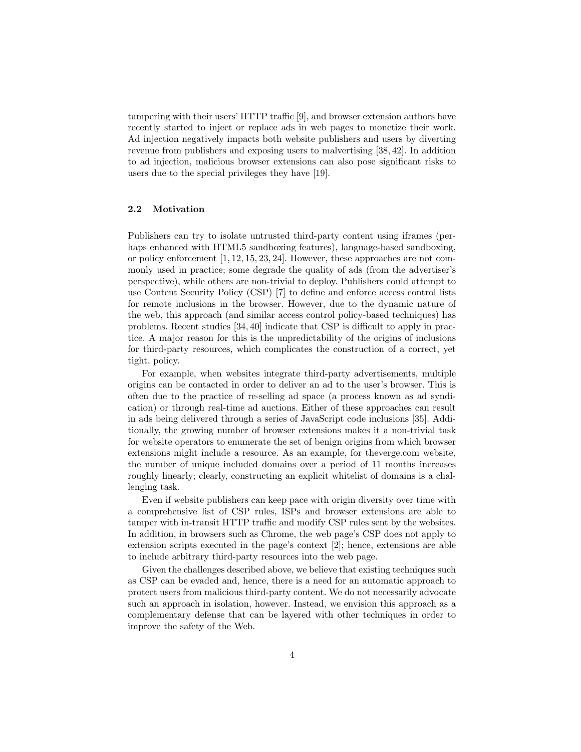tampering with their users' HTTP traffic [9], and browser extension authors have recently started to inject or replace ads in web pages to monetize their work. Ad injection negatively impacts both website publishers and users by diverting revenue from publishers and exposing users to malvertising [38, 42]. In addition to ad injection, malicious browser extensions can also pose significant risks to users due to the special privileges they have [19].

### 2.2 Motivation

Publishers can try to isolate untrusted third-party content using iframes (perhaps enhanced with HTML5 sandboxing features), language-based sandboxing, or policy enforcement [1, 12, 15, 23, 24]. However, these approaches are not commonly used in practice; some degrade the quality of ads (from the advertiser's perspective), while others are non-trivial to deploy. Publishers could attempt to use Content Security Policy (CSP) [7] to define and enforce access control lists for remote inclusions in the browser. However, due to the dynamic nature of the web, this approach (and similar access control policy-based techniques) has problems. Recent studies [34, 40] indicate that CSP is difficult to apply in practice. A major reason for this is the unpredictability of the origins of inclusions for third-party resources, which complicates the construction of a correct, yet tight, policy.

For example, when websites integrate third-party advertisements, multiple origins can be contacted in order to deliver an ad to the user's browser. This is often due to the practice of re-selling ad space (a process known as ad syndication) or through real-time ad auctions. Either of these approaches can result in ads being delivered through a series of JavaScript code inclusions [35]. Additionally, the growing number of browser extensions makes it a non-trivial task for website operators to enumerate the set of benign origins from which browser extensions might include a resource. As an example, for theverge.com website, the number of unique included domains over a period of 11 months increases roughly linearly; clearly, constructing an explicit whitelist of domains is a challenging task.

Even if website publishers can keep pace with origin diversity over time with a comprehensive list of CSP rules, ISPs and browser extensions are able to tamper with in-transit HTTP traffic and modify CSP rules sent by the websites. In addition, in browsers such as Chrome, the web page's CSP does not apply to extension scripts executed in the page's context [2]; hence, extensions are able to include arbitrary third-party resources into the web page.

Given the challenges described above, we believe that existing techniques such as CSP can be evaded and, hence, there is a need for an automatic approach to protect users from malicious third-party content. We do not necessarily advocate such an approach in isolation, however. Instead, we envision this approach as a complementary defense that can be layered with other techniques in order to improve the safety of the Web.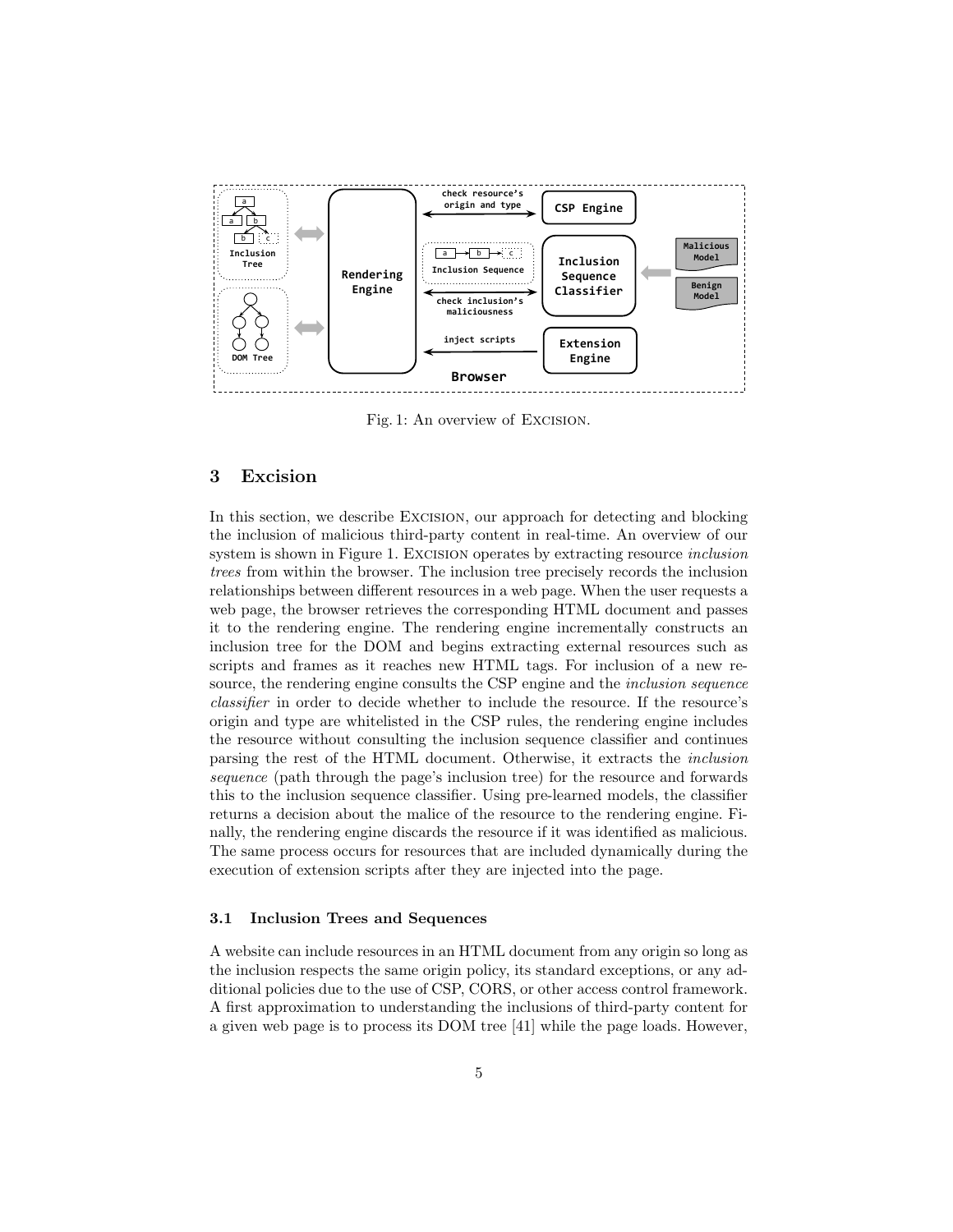Fig. 1: An overview of Excision.

## 3 Excision

In this section, we describe Excision, our approach for detecting and blocking the inclusion of malicious third-party content in real-time. An overview of our system is shown in Figure 1. Excision operates by extracting resource *inclusion trees* from within the browser. The inclusion tree precisely records the inclusion relationships between different resources in a web page. When the user requests a web page, the browser retrieves the corresponding HTML document and passes it to the rendering engine. The rendering engine incrementally constructs an inclusion tree for the DOM and begins extracting external resources such as scripts and frames as it reaches new HTML tags. For inclusion of a new resource, the rendering engine consults the CSP engine and the *inclusion sequence classifier* in order to decide whether to include the resource. If the resource's origin and type are whitelisted in the CSP rules, the rendering engine includes the resource without consulting the inclusion sequence classifier and continues parsing the rest of the HTML document. Otherwise, it extracts the *inclusion sequence* (path through the page's inclusion tree) for the resource and forwards this to the inclusion sequence classifier. Using pre-learned models, the classifier returns a decision about the malice of the resource to the rendering engine. Finally, the rendering engine discards the resource if it was identified as malicious. The same process occurs for resources that are included dynamically during the execution of extension scripts after they are injected into the page.

### 3.1 Inclusion Trees and Sequences

A website can include resources in an HTML document from any origin so long as the inclusion respects the same origin policy, its standard exceptions, or any additional policies due to the use of CSP, CORS, or other access control framework. A first approximation to understanding the inclusions of third-party content for a given web page is to process its DOM tree [41] while the page loads. However,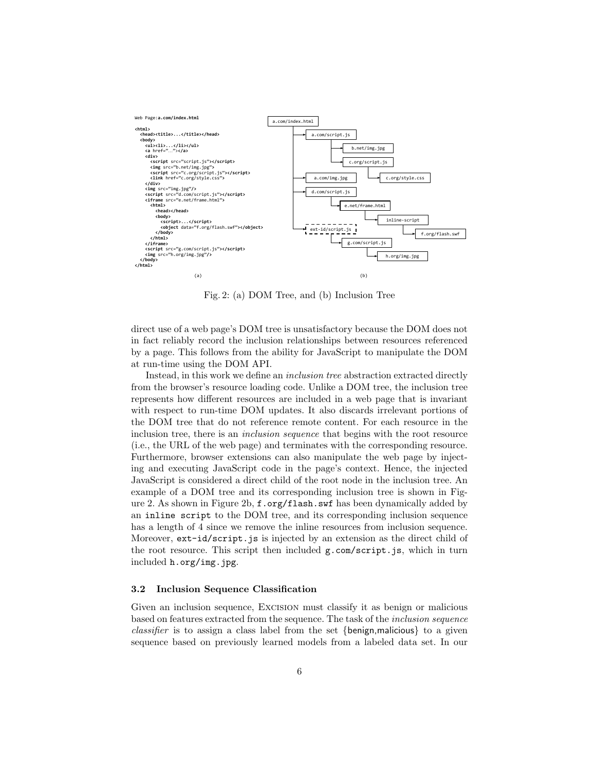```
Web Page: a.com/index.html

<html>
  <head><title>...</title></head>
  <body>
    <ul><li>...</li></ul>
    <a href="...."></a>
    <div>
      <script src="script.js"></script>
      <img src="b.net/img.jpg">
      <script src="c.org/script.js"></script>
      <link href="c.org/style.css">
    </div>
    <img src="img.jpg"/>
    <script src="d.com/script.js"></script>
    <iframe src="e.net/frame.html">
      <html>
        <head></head>
        <body>
          <script>...</script>
          <object data="f.org/flash.swf"></object>
        </body>
      </html>
    </iframe>
    <script src="g.com/script.js"></script>
    <img src="h.org/img.jpg"/>
  </body>
</html>
```

(a)

```
a.com/index.html
├── a.com/script.js
│   ├── b.net/img.jpg
│   └── c.org/script.js
│       └── c.org/style.css
├── a.com/img.jpg
├── d.com/script.js
│   └── e.net/frame.html
│       └── inline-script
│           └── f.org/flash.swf
└── ext-id/script.js
    └── g.com/script.js
        └── h.org/img.jpg
```

(b)

Fig. 2: (a) DOM Tree, and (b) Inclusion Tree

direct use of a web page's DOM tree is unsatisfactory because the DOM does not in fact reliably record the inclusion relationships between resources referenced by a page. This follows from the ability for JavaScript to manipulate the DOM at run-time using the DOM API.

Instead, in this work we define an *inclusion tree* abstraction extracted directly from the browser's resource loading code. Unlike a DOM tree, the inclusion tree represents how different resources are included in a web page that is invariant with respect to run-time DOM updates. It also discards irrelevant portions of the DOM tree that do not reference remote content. For each resource in the inclusion tree, there is an *inclusion sequence* that begins with the root resource (i.e., the URL of the web page) and terminates with the corresponding resource. Furthermore, browser extensions can also manipulate the web page by injecting and executing JavaScript code in the page's context. Hence, the injected JavaScript is considered a direct child of the root node in the inclusion tree. An example of a DOM tree and its corresponding inclusion tree is shown in Figure 2. As shown in Figure 2b, `f.org/flash.swf` has been dynamically added by an `inline script` to the DOM tree, and its corresponding inclusion sequence has a length of 4 since we remove the inline resources from inclusion sequence. Moreover, `ext-id/script.js` is injected by an extension as the direct child of the root resource. This script then included `g.com/script.js`, which in turn included `h.org/img.jpg`.

### 3.2 Inclusion Sequence Classification

Given an inclusion sequence, Excision must classify it as benign or malicious based on features extracted from the sequence. The task of the *inclusion sequence classifier* is to assign a class label from the set {benign, malicious} to a given sequence based on previously learned models from a labeled data set. In our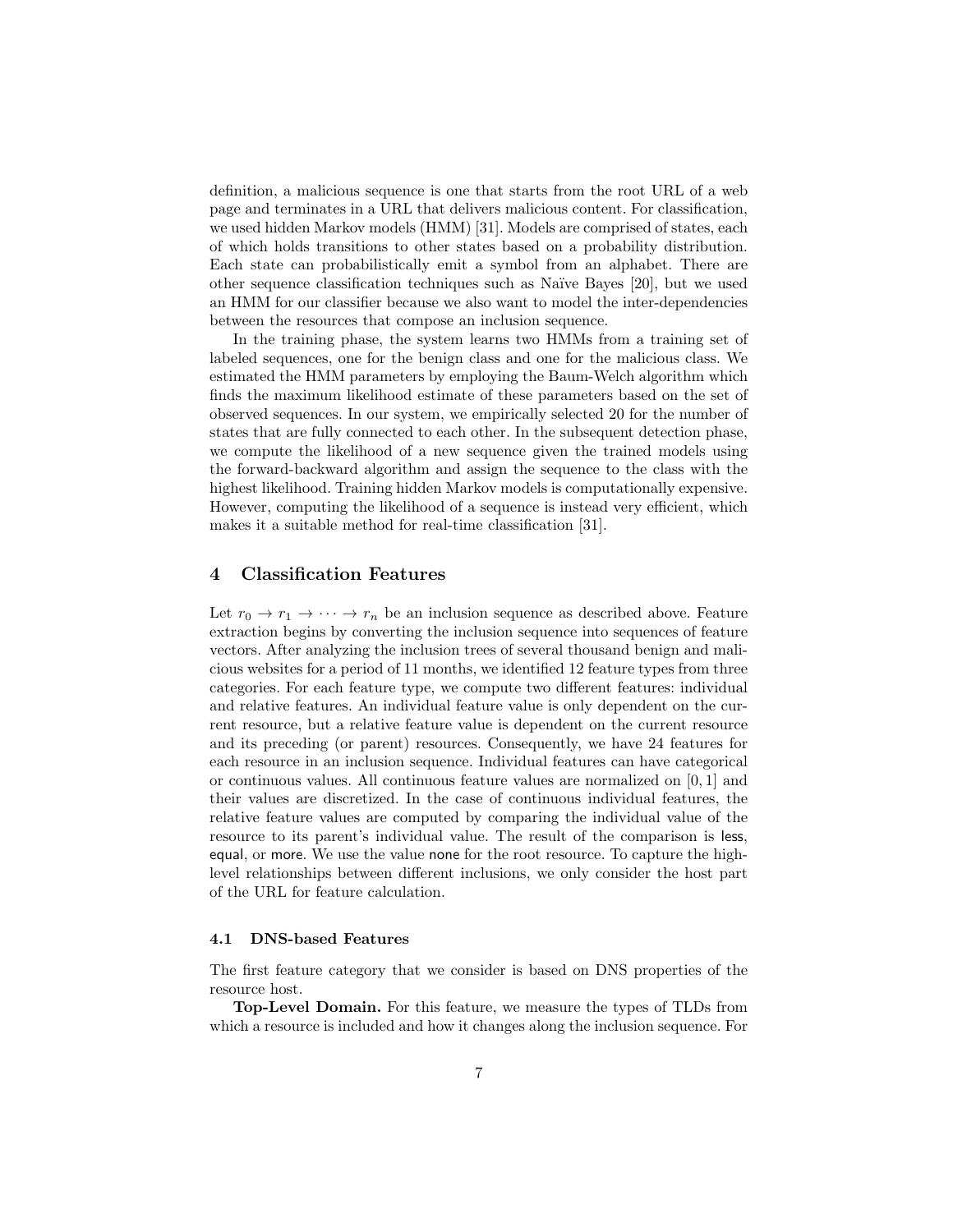definition, a malicious sequence is one that starts from the root URL of a web page and terminates in a URL that delivers malicious content. For classification, we used hidden Markov models (HMM) [31]. Models are comprised of states, each of which holds transitions to other states based on a probability distribution. Each state can probabilistically emit a symbol from an alphabet. There are other sequence classification techniques such as Naïve Bayes [20], but we used an HMM for our classifier because we also want to model the inter-dependencies between the resources that compose an inclusion sequence.

In the training phase, the system learns two HMMs from a training set of labeled sequences, one for the benign class and one for the malicious class. We estimated the HMM parameters by employing the Baum-Welch algorithm which finds the maximum likelihood estimate of these parameters based on the set of observed sequences. In our system, we empirically selected 20 for the number of states that are fully connected to each other. In the subsequent detection phase, we compute the likelihood of a new sequence given the trained models using the forward-backward algorithm and assign the sequence to the class with the highest likelihood. Training hidden Markov models is computationally expensive. However, computing the likelihood of a sequence is instead very efficient, which makes it a suitable method for real-time classification [31].

## 4 Classification Features

Let $r_0 \rightarrow r_1 \rightarrow \cdots \rightarrow r_n$ be an inclusion sequence as described above. Feature extraction begins by converting the inclusion sequence into sequences of feature vectors. After analyzing the inclusion trees of several thousand benign and malicious websites for a period of 11 months, we identified 12 feature types from three categories. For each feature type, we compute two different features: individual and relative features. An individual feature value is only dependent on the current resource, but a relative feature value is dependent on the current resource and its preceding (or parent) resources. Consequently, we have 24 features for each resource in an inclusion sequence. Individual features can have categorical or continuous values. All continuous feature values are normalized on $[0, 1]$ and their values are discretized. In the case of continuous individual features, the relative feature values are computed by comparing the individual value of the resource to its parent's individual value. The result of the comparison is less, equal, or more. We use the value none for the root resource. To capture the high-level relationships between different inclusions, we only consider the host part of the URL for feature calculation.

### 4.1 DNS-based Features

The first feature category that we consider is based on DNS properties of the resource host.

**Top-Level Domain.** For this feature, we measure the types of TLDs from which a resource is included and how it changes along the inclusion sequence. For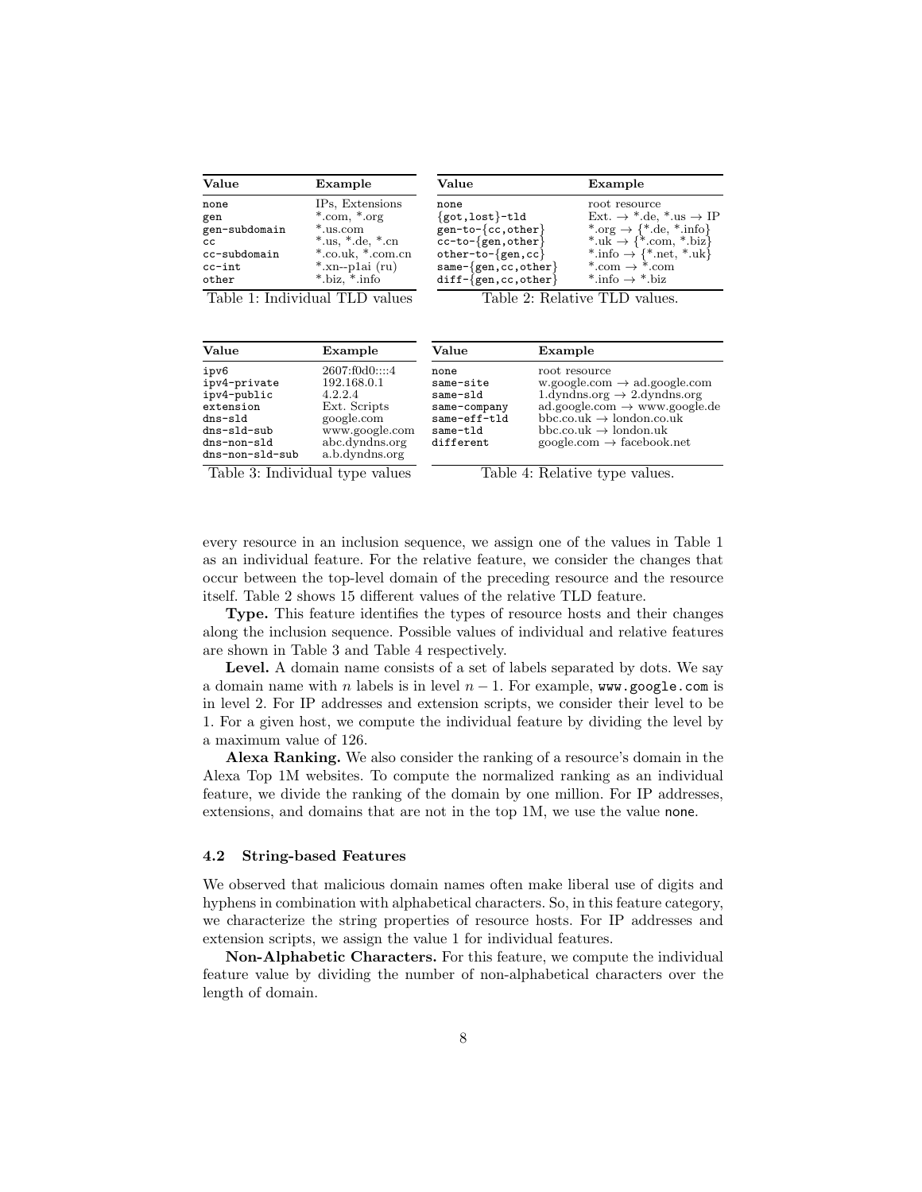| Value | Example |
|---|---|
| none | IPs, Extensions |
| gen | *.com, *.org |
| gen-subdomain | *.us.com |
| cc | *.us, *.de, *.cn |
| cc-subdomain | *.co.uk, *.com.cn |
| cc-int | *.xn--p1ai (ru) |
| other | *.biz, *.info |

Table 1: Individual TLD values

| Value | Example |
|---|---|
| none | root resource |
| {got,lost}-tld | Ext. → *.de, *.us → IP |
| gen-to-{cc,other} | *.org → {*.de, *.info} |
| cc-to-{gen,other} | *.uk → {*.com, *.biz} |
| other-to-{gen,cc} | *.info → {*.net, *.uk} |
| same-{gen,cc,other} | *.com → *.com |
| diff-{gen,cc,other} | *.info → *.biz |

Table 2: Relative TLD values.

| Value | Example |
|---|---|
| ipv6 | 2607:f0d0::::4 |
| ipv4-private | 192.168.0.1 |
| ipv4-public | 4.2.2.4 |
| extension | Ext. Scripts |
| dns-sld | google.com |
| dns-sld-sub | www.google.com |
| dns-non-sld | abc.dyndns.org |
| dns-non-sld-sub | a.b.dyndns.org |

Table 3: Individual type values

| Value | Example |
|---|---|
| none | root resource |
| same-site | w.google.com → ad.google.com |
| same-sld | 1.dyndns.org → 2.dyndns.org |
| same-company | ad.google.com → www.google.de |
| same-eff-tld | bbc.co.uk → london.co.uk |
| same-tld | bbc.co.uk → london.uk |
| different | google.com → facebook.net |

Table 4: Relative type values.

every resource in an inclusion sequence, we assign one of the values in Table 1 as an individual feature. For the relative feature, we consider the changes that occur between the top-level domain of the preceding resource and the resource itself. Table 2 shows 15 different values of the relative TLD feature.

**Type.** This feature identifies the types of resource hosts and their changes along the inclusion sequence. Possible values of individual and relative features are shown in Table 3 and Table 4 respectively.

**Level.** A domain name consists of a set of labels separated by dots. We say a domain name with $n$ labels is in level $n-1$. For example, `www.google.com` is in level 2. For IP addresses and extension scripts, we consider their level to be 1. For a given host, we compute the individual feature by dividing the level by a maximum value of 126.

**Alexa Ranking.** We also consider the ranking of a resource's domain in the Alexa Top 1M websites. To compute the normalized ranking as an individual feature, we divide the ranking of the domain by one million. For IP addresses, extensions, and domains that are not in the top 1M, we use the value none.

### 4.2 String-based Features

We observed that malicious domain names often make liberal use of digits and hyphens in combination with alphabetical characters. So, in this feature category, we characterize the string properties of resource hosts. For IP addresses and extension scripts, we assign the value 1 for individual features.

**Non-Alphabetic Characters.** For this feature, we compute the individual feature value by dividing the number of non-alphabetical characters over the length of domain.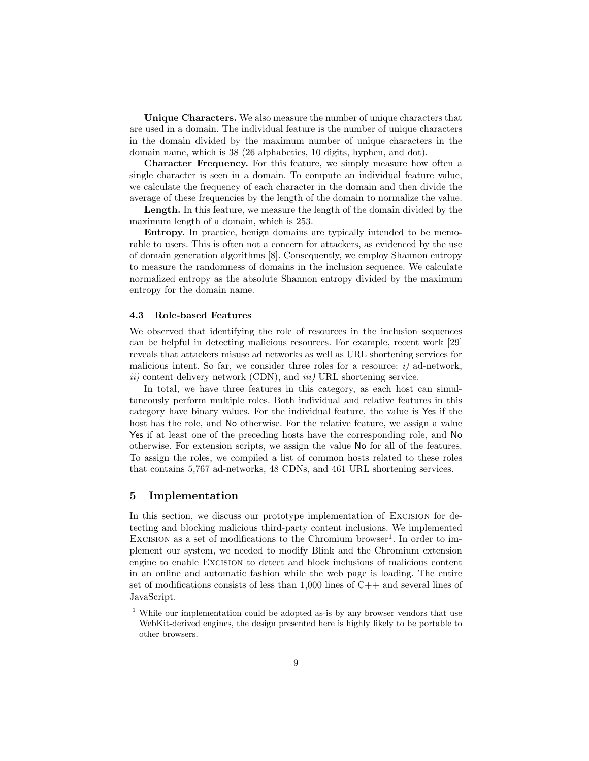**Unique Characters.** We also measure the number of unique characters that are used in a domain. The individual feature is the number of unique characters in the domain divided by the maximum number of unique characters in the domain name, which is 38 (26 alphabetics, 10 digits, hyphen, and dot).

**Character Frequency.** For this feature, we simply measure how often a single character is seen in a domain. To compute an individual feature value, we calculate the frequency of each character in the domain and then divide the average of these frequencies by the length of the domain to normalize the value.

**Length.** In this feature, we measure the length of the domain divided by the maximum length of a domain, which is 253.

**Entropy.** In practice, benign domains are typically intended to be memorable to users. This is often not a concern for attackers, as evidenced by the use of domain generation algorithms [8]. Consequently, we employ Shannon entropy to measure the randomness of domains in the inclusion sequence. We calculate normalized entropy as the absolute Shannon entropy divided by the maximum entropy for the domain name.

### 4.3 Role-based Features

We observed that identifying the role of resources in the inclusion sequences can be helpful in detecting malicious resources. For example, recent work [29] reveals that attackers misuse ad networks as well as URL shortening services for malicious intent. So far, we consider three roles for a resource: *i)* ad-network, *ii)* content delivery network (CDN), and *iii)* URL shortening service.

In total, we have three features in this category, as each host can simultaneously perform multiple roles. Both individual and relative features in this category have binary values. For the individual feature, the value is Yes if the host has the role, and No otherwise. For the relative feature, we assign a value Yes if at least one of the preceding hosts have the corresponding role, and No otherwise. For extension scripts, we assign the value No for all of the features. To assign the roles, we compiled a list of common hosts related to these roles that contains 5,767 ad-networks, 48 CDNs, and 461 URL shortening services.

## 5 Implementation

In this section, we discuss our prototype implementation of Excision for detecting and blocking malicious third-party content inclusions. We implemented Excision as a set of modifications to the Chromium browser[1]. In order to implement our system, we needed to modify Blink and the Chromium extension engine to enable Excision to detect and block inclusions of malicious content in an online and automatic fashion while the web page is loading. The entire set of modifications consists of less than 1,000 lines of C++ and several lines of JavaScript.

[1] While our implementation could be adopted as-is by any browser vendors that use WebKit-derived engines, the design presented here is highly likely to be portable to other browsers.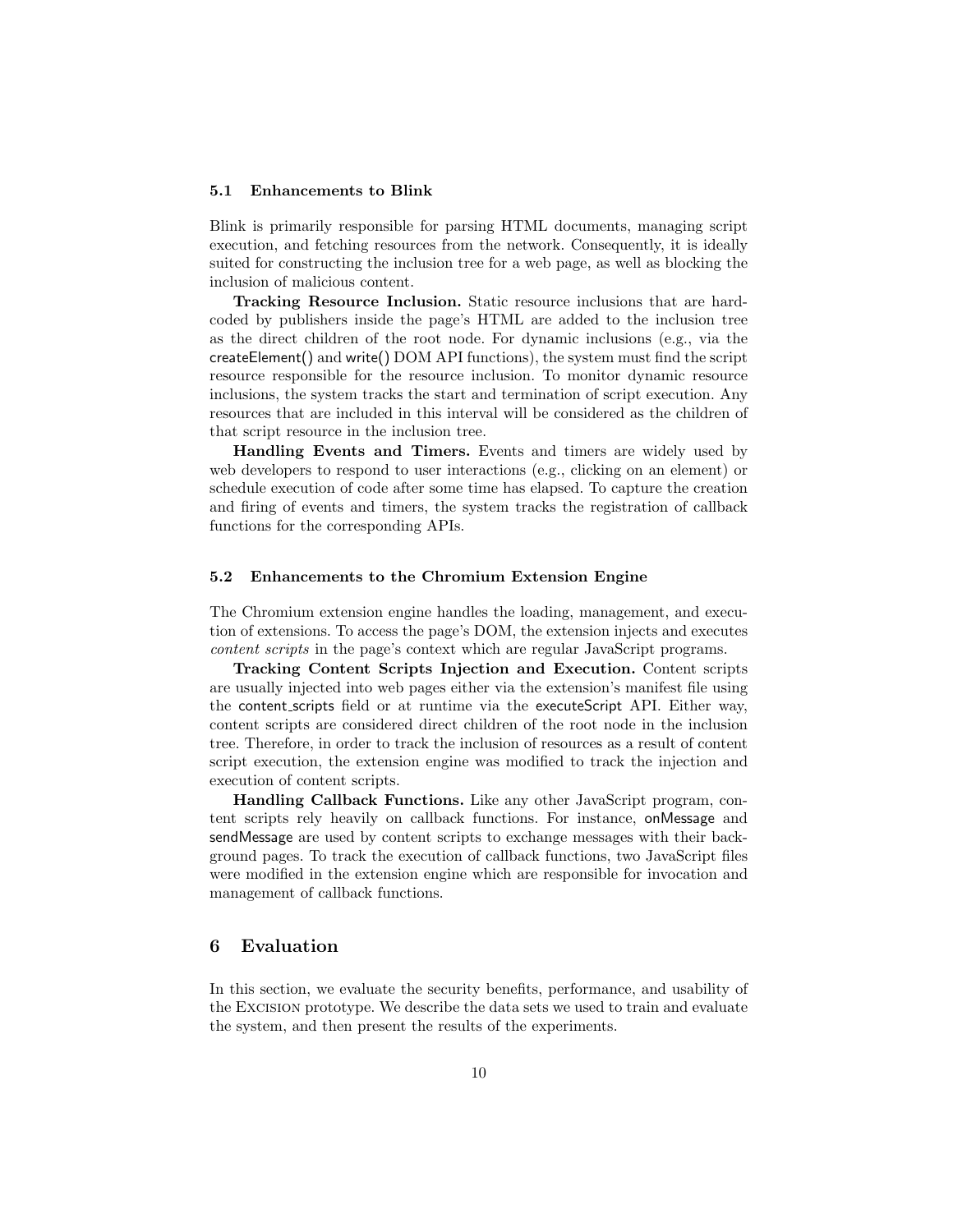### 5.1 Enhancements to Blink

Blink is primarily responsible for parsing HTML documents, managing script execution, and fetching resources from the network. Consequently, it is ideally suited for constructing the inclusion tree for a web page, as well as blocking the inclusion of malicious content.

**Tracking Resource Inclusion.** Static resource inclusions that are hard-coded by publishers inside the page's HTML are added to the inclusion tree as the direct children of the root node. For dynamic inclusions (e.g., via the createElement() and write() DOM API functions), the system must find the script resource responsible for the resource inclusion. To monitor dynamic resource inclusions, the system tracks the start and termination of script execution. Any resources that are included in this interval will be considered as the children of that script resource in the inclusion tree.

**Handling Events and Timers.** Events and timers are widely used by web developers to respond to user interactions (e.g., clicking on an element) or schedule execution of code after some time has elapsed. To capture the creation and firing of events and timers, the system tracks the registration of callback functions for the corresponding APIs.

### 5.2 Enhancements to the Chromium Extension Engine

The Chromium extension engine handles the loading, management, and execution of extensions. To access the page's DOM, the extension injects and executes *content scripts* in the page's context which are regular JavaScript programs.

**Tracking Content Scripts Injection and Execution.** Content scripts are usually injected into web pages either via the extension's manifest file using the content_scripts field or at runtime via the executeScript API. Either way, content scripts are considered direct children of the root node in the inclusion tree. Therefore, in order to track the inclusion of resources as a result of content script execution, the extension engine was modified to track the injection and execution of content scripts.

**Handling Callback Functions.** Like any other JavaScript program, content scripts rely heavily on callback functions. For instance, onMessage and sendMessage are used by content scripts to exchange messages with their background pages. To track the execution of callback functions, two JavaScript files were modified in the extension engine which are responsible for invocation and management of callback functions.

## 6 Evaluation

In this section, we evaluate the security benefits, performance, and usability of the Excision prototype. We describe the data sets we used to train and evaluate the system, and then present the results of the experiments.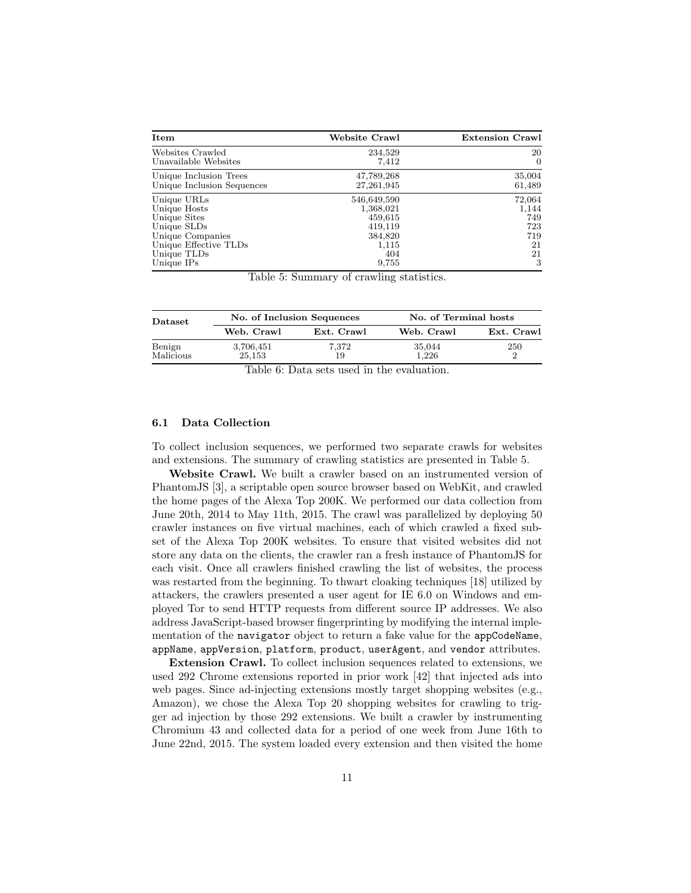| Item | Website Crawl | Extension Crawl |
| --- | --- | --- |
| Websites Crawled | 234,529 | 20 |
| Unavailable Websites | 7,412 | 0 |
| Unique Inclusion Trees | 47,789,268 | 35,004 |
| Unique Inclusion Sequences | 27,261,945 | 61,489 |
| Unique URLs | 546,649,590 | 72,064 |
| Unique Hosts | 1,368,021 | 1,144 |
| Unique Sites | 459,615 | 749 |
| Unique SLDs | 419,119 | 723 |
| Unique Companies | 384,820 | 719 |
| Unique Effective TLDs | 1,115 | 21 |
| Unique TLDs | 404 | 21 |
| Unique IPs | 9,755 | 3 |

Table 5: Summary of crawling statistics.

| Dataset | No. of Inclusion Sequences | | No. of Terminal hosts | |
| --- | --- | --- | --- | --- |
| | Web. Crawl | Ext. Crawl | Web. Crawl | Ext. Crawl |
| Benign | 3,706,451 | 7,372 | 35,044 | 250 |
| Malicious | 25,153 | 19 | 1,226 | 2 |

Table 6: Data sets used in the evaluation.

### 6.1 Data Collection

To collect inclusion sequences, we performed two separate crawls for websites and extensions. The summary of crawling statistics are presented in Table 5.

**Website Crawl.** We built a crawler based on an instrumented version of PhantomJS [3], a scriptable open source browser based on WebKit, and crawled the home pages of the Alexa Top 200K. We performed our data collection from June 20th, 2014 to May 11th, 2015. The crawl was parallelized by deploying 50 crawler instances on five virtual machines, each of which crawled a fixed subset of the Alexa Top 200K websites. To ensure that visited websites did not store any data on the clients, the crawler ran a fresh instance of PhantomJS for each visit. Once all crawlers finished crawling the list of websites, the process was restarted from the beginning. To thwart cloaking techniques [18] utilized by attackers, the crawlers presented a user agent for IE 6.0 on Windows and employed Tor to send HTTP requests from different source IP addresses. We also address JavaScript-based browser fingerprinting by modifying the internal implementation of the `navigator` object to return a fake value for the `appCodeName`, `appName`, `appVersion`, `platform`, `product`, `userAgent`, and `vendor` attributes.

**Extension Crawl.** To collect inclusion sequences related to extensions, we used 292 Chrome extensions reported in prior work [42] that injected ads into web pages. Since ad-injecting extensions mostly target shopping websites (e.g., Amazon), we chose the Alexa Top 20 shopping websites for crawling to trigger ad injection by those 292 extensions. We built a crawler by instrumenting Chromium 43 and collected data for a period of one week from June 16th to June 22nd, 2015. The system loaded every extension and then visited the home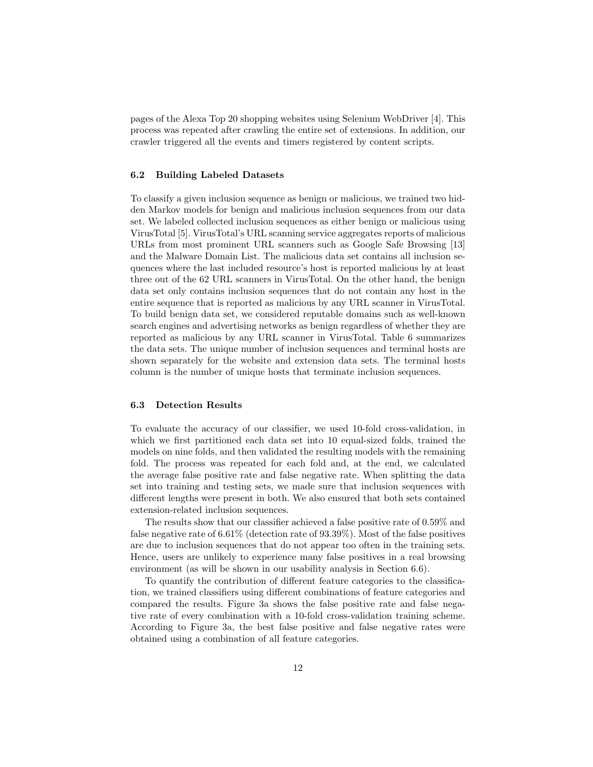pages of the Alexa Top 20 shopping websites using Selenium WebDriver [4]. This process was repeated after crawling the entire set of extensions. In addition, our crawler triggered all the events and timers registered by content scripts.

### 6.2 Building Labeled Datasets

To classify a given inclusion sequence as benign or malicious, we trained two hidden Markov models for benign and malicious inclusion sequences from our data set. We labeled collected inclusion sequences as either benign or malicious using VirusTotal [5]. VirusTotal's URL scanning service aggregates reports of malicious URLs from most prominent URL scanners such as Google Safe Browsing [13] and the Malware Domain List. The malicious data set contains all inclusion sequences where the last included resource's host is reported malicious by at least three out of the 62 URL scanners in VirusTotal. On the other hand, the benign data set only contains inclusion sequences that do not contain any host in the entire sequence that is reported as malicious by any URL scanner in VirusTotal. To build benign data set, we considered reputable domains such as well-known search engines and advertising networks as benign regardless of whether they are reported as malicious by any URL scanner in VirusTotal. Table 6 summarizes the data sets. The unique number of inclusion sequences and terminal hosts are shown separately for the website and extension data sets. The terminal hosts column is the number of unique hosts that terminate inclusion sequences.

### 6.3 Detection Results

To evaluate the accuracy of our classifier, we used 10-fold cross-validation, in which we first partitioned each data set into 10 equal-sized folds, trained the models on nine folds, and then validated the resulting models with the remaining fold. The process was repeated for each fold and, at the end, we calculated the average false positive rate and false negative rate. When splitting the data set into training and testing sets, we made sure that inclusion sequences with different lengths were present in both. We also ensured that both sets contained extension-related inclusion sequences.

The results show that our classifier achieved a false positive rate of 0.59% and false negative rate of 6.61% (detection rate of 93.39%). Most of the false positives are due to inclusion sequences that do not appear too often in the training sets. Hence, users are unlikely to experience many false positives in a real browsing environment (as will be shown in our usability analysis in Section 6.6).

To quantify the contribution of different feature categories to the classification, we trained classifiers using different combinations of feature categories and compared the results. Figure 3a shows the false positive rate and false negative rate of every combination with a 10-fold cross-validation training scheme. According to Figure 3a, the best false positive and false negative rates were obtained using a combination of all feature categories.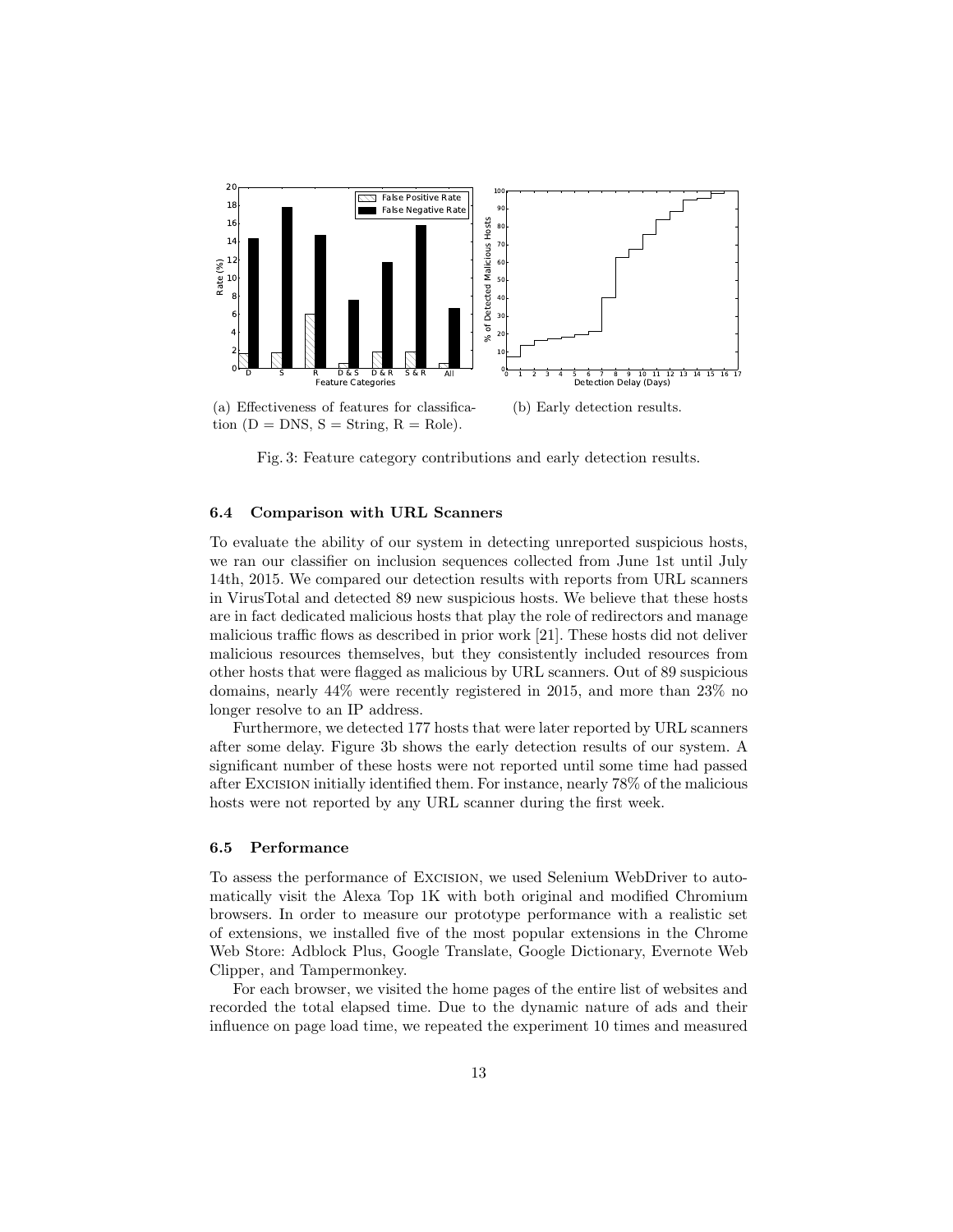(a) Effectiveness of features for classification (D = DNS, S = String, R = Role).

(b) Early detection results.

Fig. 3: Feature category contributions and early detection results.

### 6.4 Comparison with URL Scanners

To evaluate the ability of our system in detecting unreported suspicious hosts, we ran our classifier on inclusion sequences collected from June 1st until July 14th, 2015. We compared our detection results with reports from URL scanners in VirusTotal and detected 89 new suspicious hosts. We believe that these hosts are in fact dedicated malicious hosts that play the role of redirectors and manage malicious traffic flows as described in prior work [21]. These hosts did not deliver malicious resources themselves, but they consistently included resources from other hosts that were flagged as malicious by URL scanners. Out of 89 suspicious domains, nearly 44% were recently registered in 2015, and more than 23% no longer resolve to an IP address.

Furthermore, we detected 177 hosts that were later reported by URL scanners after some delay. Figure 3b shows the early detection results of our system. A significant number of these hosts were not reported until some time had passed after Excision initially identified them. For instance, nearly 78% of the malicious hosts were not reported by any URL scanner during the first week.

### 6.5 Performance

To assess the performance of Excision, we used Selenium WebDriver to automatically visit the Alexa Top 1K with both original and modified Chromium browsers. In order to measure our prototype performance with a realistic set of extensions, we installed five of the most popular extensions in the Chrome Web Store: Adblock Plus, Google Translate, Google Dictionary, Evernote Web Clipper, and Tampermonkey.

For each browser, we visited the home pages of the entire list of websites and recorded the total elapsed time. Due to the dynamic nature of ads and their influence on page load time, we repeated the experiment 10 times and measured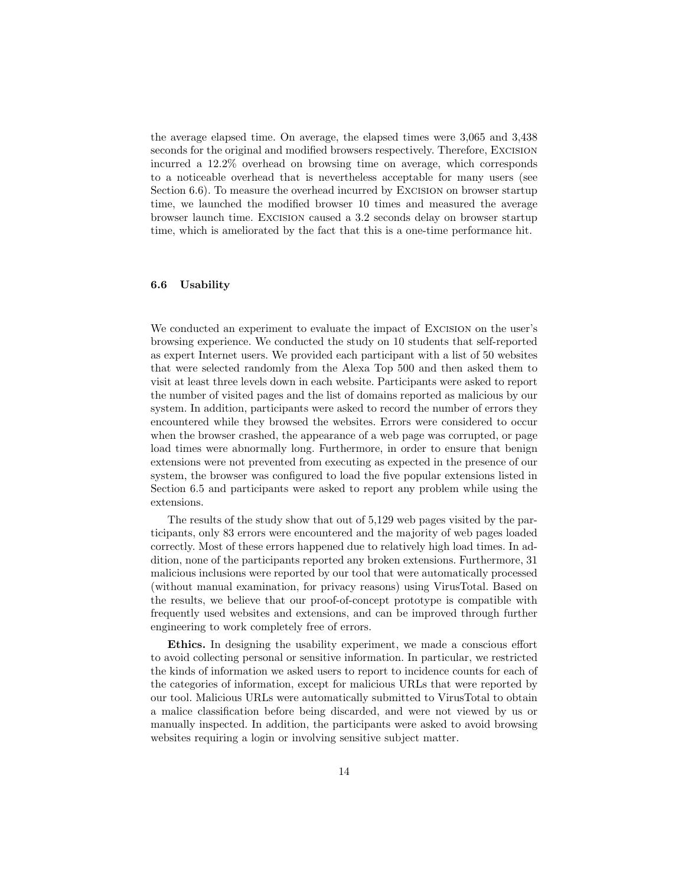the average elapsed time. On average, the elapsed times were 3,065 and 3,438 seconds for the original and modified browsers respectively. Therefore, Excision incurred a 12.2% overhead on browsing time on average, which corresponds to a noticeable overhead that is nevertheless acceptable for many users (see Section 6.6). To measure the overhead incurred by Excision on browser startup time, we launched the modified browser 10 times and measured the average browser launch time. Excision caused a 3.2 seconds delay on browser startup time, which is ameliorated by the fact that this is a one-time performance hit.

### 6.6 Usability

We conducted an experiment to evaluate the impact of Excision on the user's browsing experience. We conducted the study on 10 students that self-reported as expert Internet users. We provided each participant with a list of 50 websites that were selected randomly from the Alexa Top 500 and then asked them to visit at least three levels down in each website. Participants were asked to report the number of visited pages and the list of domains reported as malicious by our system. In addition, participants were asked to record the number of errors they encountered while they browsed the websites. Errors were considered to occur when the browser crashed, the appearance of a web page was corrupted, or page load times were abnormally long. Furthermore, in order to ensure that benign extensions were not prevented from executing as expected in the presence of our system, the browser was configured to load the five popular extensions listed in Section 6.5 and participants were asked to report any problem while using the extensions.

The results of the study show that out of 5,129 web pages visited by the participants, only 83 errors were encountered and the majority of web pages loaded correctly. Most of these errors happened due to relatively high load times. In addition, none of the participants reported any broken extensions. Furthermore, 31 malicious inclusions were reported by our tool that were automatically processed (without manual examination, for privacy reasons) using VirusTotal. Based on the results, we believe that our proof-of-concept prototype is compatible with frequently used websites and extensions, and can be improved through further engineering to work completely free of errors.

**Ethics.** In designing the usability experiment, we made a conscious effort to avoid collecting personal or sensitive information. In particular, we restricted the kinds of information we asked users to report to incidence counts for each of the categories of information, except for malicious URLs that were reported by our tool. Malicious URLs were automatically submitted to VirusTotal to obtain a malice classification before being discarded, and were not viewed by us or manually inspected. In addition, the participants were asked to avoid browsing websites requiring a login or involving sensitive subject matter.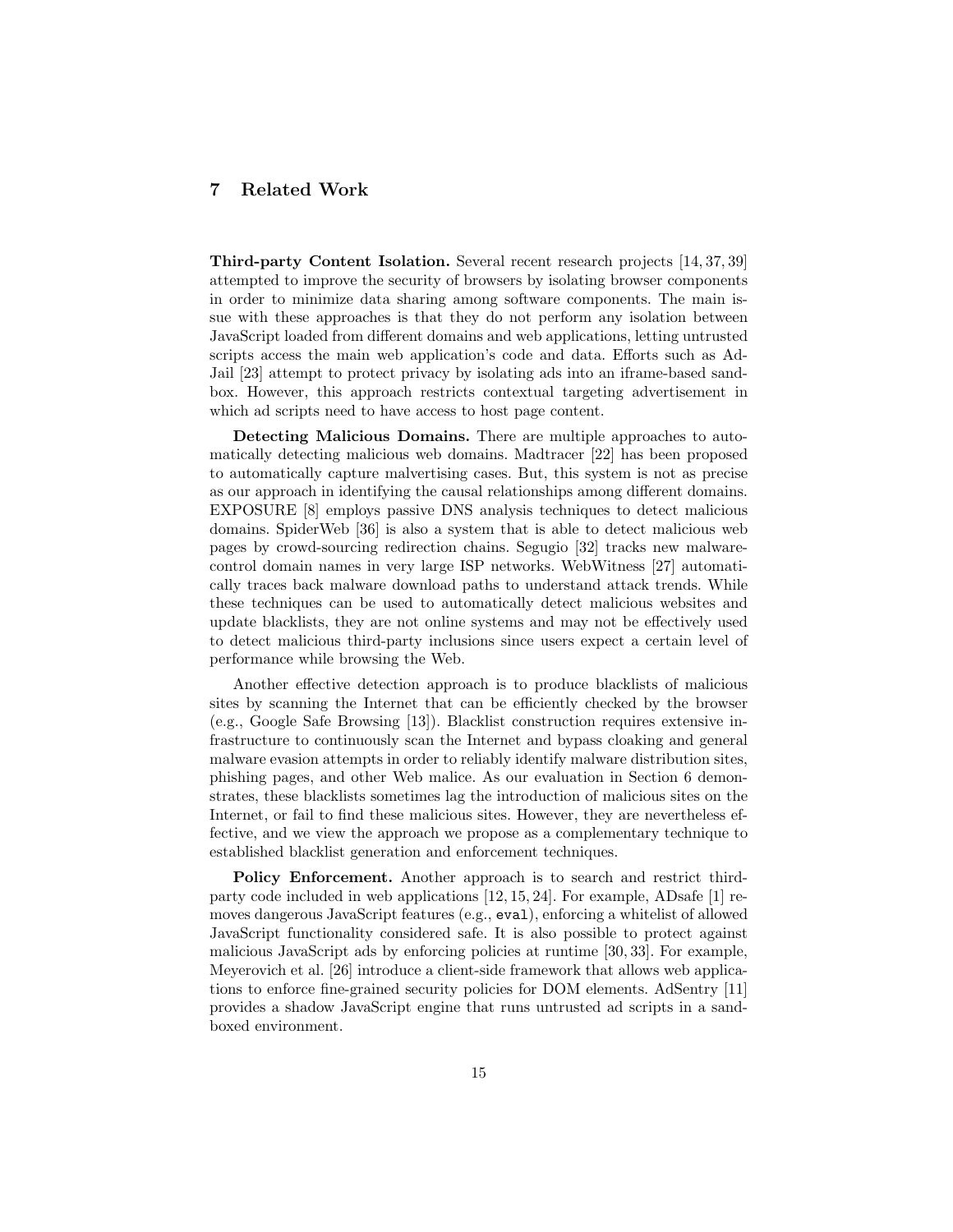## 7 Related Work

**Third-party Content Isolation.** Several recent research projects [14, 37, 39] attempted to improve the security of browsers by isolating browser components in order to minimize data sharing among software components. The main issue with these approaches is that they do not perform any isolation between JavaScript loaded from different domains and web applications, letting untrusted scripts access the main web application's code and data. Efforts such as AdJail [23] attempt to protect privacy by isolating ads into an iframe-based sandbox. However, this approach restricts contextual targeting advertisement in which ad scripts need to have access to host page content.

**Detecting Malicious Domains.** There are multiple approaches to automatically detecting malicious web domains. Madtracer [22] has been proposed to automatically capture malvertising cases. But, this system is not as precise as our approach in identifying the causal relationships among different domains. EXPOSURE [8] employs passive DNS analysis techniques to detect malicious domains. SpiderWeb [36] is also a system that is able to detect malicious web pages by crowd-sourcing redirection chains. Segugio [32] tracks new malware-control domain names in very large ISP networks. WebWitness [27] automatically traces back malware download paths to understand attack trends. While these techniques can be used to automatically detect malicious websites and update blacklists, they are not online systems and may not be effectively used to detect malicious third-party inclusions since users expect a certain level of performance while browsing the Web.

Another effective detection approach is to produce blacklists of malicious sites by scanning the Internet that can be efficiently checked by the browser (e.g., Google Safe Browsing [13]). Blacklist construction requires extensive infrastructure to continuously scan the Internet and bypass cloaking and general malware evasion attempts in order to reliably identify malware distribution sites, phishing pages, and other Web malice. As our evaluation in Section 6 demonstrates, these blacklists sometimes lag the introduction of malicious sites on the Internet, or fail to find these malicious sites. However, they are nevertheless effective, and we view the approach we propose as a complementary technique to established blacklist generation and enforcement techniques.

**Policy Enforcement.** Another approach is to search and restrict third-party code included in web applications [12, 15, 24]. For example, ADsafe [1] removes dangerous JavaScript features (e.g., `eval`), enforcing a whitelist of allowed JavaScript functionality considered safe. It is also possible to protect against malicious JavaScript ads by enforcing policies at runtime [30, 33]. For example, Meyerovich et al. [26] introduce a client-side framework that allows web applications to enforce fine-grained security policies for DOM elements. AdSentry [11] provides a shadow JavaScript engine that runs untrusted ad scripts in a sandboxed environment.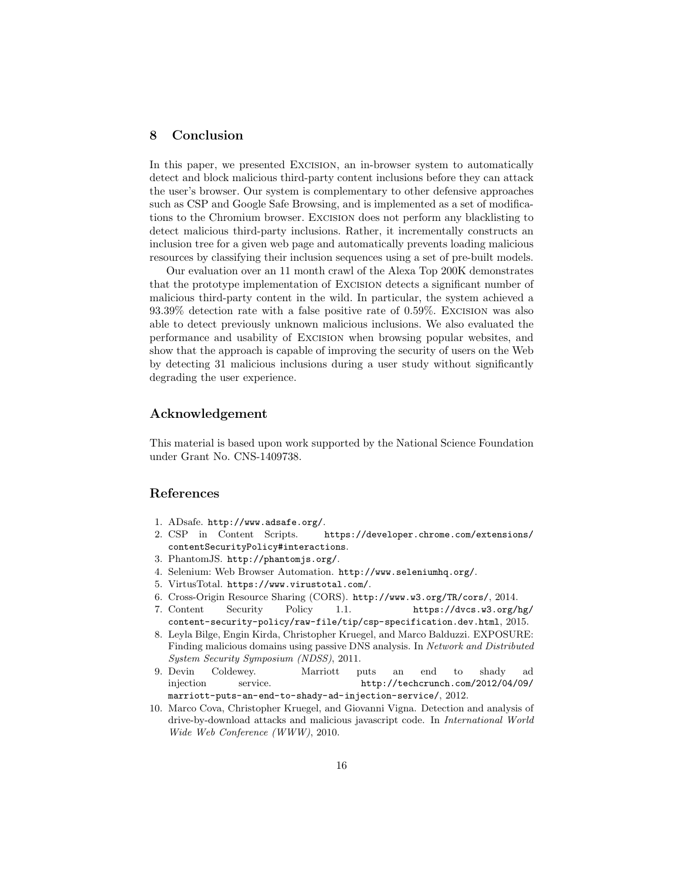## 8 Conclusion

In this paper, we presented Excision, an in-browser system to automatically detect and block malicious third-party content inclusions before they can attack the user's browser. Our system is complementary to other defensive approaches such as CSP and Google Safe Browsing, and is implemented as a set of modifications to the Chromium browser. Excision does not perform any blacklisting to detect malicious third-party inclusions. Rather, it incrementally constructs an inclusion tree for a given web page and automatically prevents loading malicious resources by classifying their inclusion sequences using a set of pre-built models.

Our evaluation over an 11 month crawl of the Alexa Top 200K demonstrates that the prototype implementation of Excision detects a significant number of malicious third-party content in the wild. In particular, the system achieved a 93.39% detection rate with a false positive rate of 0.59%. Excision was also able to detect previously unknown malicious inclusions. We also evaluated the performance and usability of Excision when browsing popular websites, and show that the approach is capable of improving the security of users on the Web by detecting 31 malicious inclusions during a user study without significantly degrading the user experience.

## Acknowledgement

This material is based upon work supported by the National Science Foundation under Grant No. CNS-1409738.

## References

1. ADsafe. `http://www.adsafe.org/`.
2. CSP in Content Scripts. `https://developer.chrome.com/extensions/contentSecurityPolicy#interactions`.
3. PhantomJS. `http://phantomjs.org/`.
4. Selenium: Web Browser Automation. `http://www.seleniumhq.org/`.
5. VirtusTotal. `https://www.virustotal.com/`.
6. Cross-Origin Resource Sharing (CORS). `http://www.w3.org/TR/cors/`, 2014.
7. Content Security Policy 1.1. `https://dvcs.w3.org/hg/content-security-policy/raw-file/tip/csp-specification.dev.html`, 2015.
8. Leyla Bilge, Engin Kirda, Christopher Kruegel, and Marco Balduzzi. EXPOSURE: Finding malicious domains using passive DNS analysis. In *Network and Distributed System Security Symposium (NDSS)*, 2011.
9. Devin Coldewey. Marriott puts an end to shady ad injection service. `http://techcrunch.com/2012/04/09/marriott-puts-an-end-to-shady-ad-injection-service/`, 2012.
10. Marco Cova, Christopher Kruegel, and Giovanni Vigna. Detection and analysis of drive-by-download attacks and malicious javascript code. In *International World Wide Web Conference (WWW)*, 2010.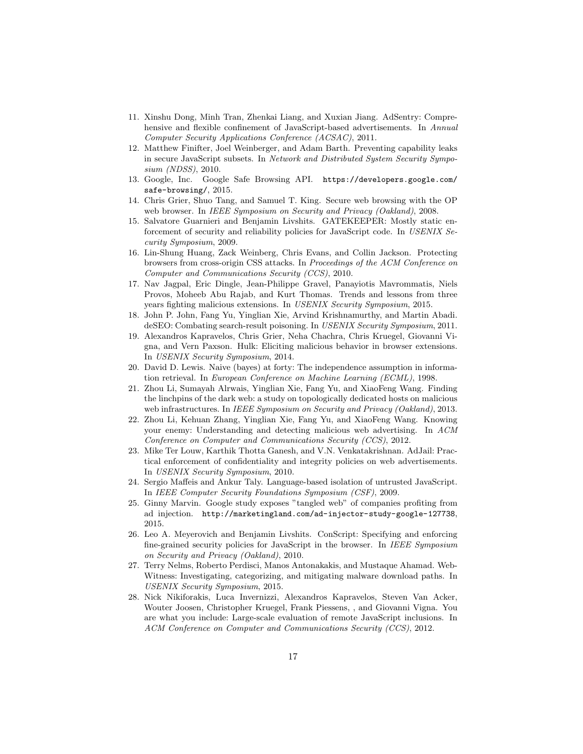11. Xinshu Dong, Minh Tran, Zhenkai Liang, and Xuxian Jiang. AdSentry: Comprehensive and flexible confinement of JavaScript-based advertisements. In *Annual Computer Security Applications Conference (ACSAC)*, 2011.
12. Matthew Finifter, Joel Weinberger, and Adam Barth. Preventing capability leaks in secure JavaScript subsets. In *Network and Distributed System Security Symposium (NDSS)*, 2010.
13. Google, Inc. Google Safe Browsing API. `https://developers.google.com/safe-browsing/`, 2015.
14. Chris Grier, Shuo Tang, and Samuel T. King. Secure web browsing with the OP web browser. In *IEEE Symposium on Security and Privacy (Oakland)*, 2008.
15. Salvatore Guarnieri and Benjamin Livshits. GATEKEEPER: Mostly static enforcement of security and reliability policies for JavaScript code. In *USENIX Security Symposium*, 2009.
16. Lin-Shung Huang, Zack Weinberg, Chris Evans, and Collin Jackson. Protecting browsers from cross-origin CSS attacks. In *Proceedings of the ACM Conference on Computer and Communications Security (CCS)*, 2010.
17. Nav Jagpal, Eric Dingle, Jean-Philippe Gravel, Panayiotis Mavrommatis, Niels Provos, Moheeb Abu Rajab, and Kurt Thomas. Trends and lessons from three years fighting malicious extensions. In *USENIX Security Symposium*, 2015.
18. John P. John, Fang Yu, Yinglian Xie, Arvind Krishnamurthy, and Martin Abadi. deSEO: Combating search-result poisoning. In *USENIX Security Symposium*, 2011.
19. Alexandros Kapravelos, Chris Grier, Neha Chachra, Chris Kruegel, Giovanni Vigna, and Vern Paxson. Hulk: Eliciting malicious behavior in browser extensions. In *USENIX Security Symposium*, 2014.
20. David D. Lewis. Naive (bayes) at forty: The independence assumption in information retrieval. In *European Conference on Machine Learning (ECML)*, 1998.
21. Zhou Li, Sumayah Alrwais, Yinglian Xie, Fang Yu, and XiaoFeng Wang. Finding the linchpins of the dark web: a study on topologically dedicated hosts on malicious web infrastructures. In *IEEE Symposium on Security and Privacy (Oakland)*, 2013.
22. Zhou Li, Kehuan Zhang, Yinglian Xie, Fang Yu, and XiaoFeng Wang. Knowing your enemy: Understanding and detecting malicious web advertising. In *ACM Conference on Computer and Communications Security (CCS)*, 2012.
23. Mike Ter Louw, Karthik Thotta Ganesh, and V.N. Venkatakrishnan. AdJail: Practical enforcement of confidentiality and integrity policies on web advertisements. In *USENIX Security Symposium*, 2010.
24. Sergio Maffeis and Ankur Taly. Language-based isolation of untrusted JavaScript. In *IEEE Computer Security Foundations Symposium (CSF)*, 2009.
25. Ginny Marvin. Google study exposes "tangled web" of companies profiting from ad injection. `http://marketingland.com/ad-injector-study-google-127738`, 2015.
26. Leo A. Meyerovich and Benjamin Livshits. ConScript: Specifying and enforcing fine-grained security policies for JavaScript in the browser. In *IEEE Symposium on Security and Privacy (Oakland)*, 2010.
27. Terry Nelms, Roberto Perdisci, Manos Antonakakis, and Mustaque Ahamad. WebWitness: Investigating, categorizing, and mitigating malware download paths. In *USENIX Security Symposium*, 2015.
28. Nick Nikiforakis, Luca Invernizzi, Alexandros Kapravelos, Steven Van Acker, Wouter Joosen, Christopher Kruegel, Frank Piessens, , and Giovanni Vigna. You are what you include: Large-scale evaluation of remote JavaScript inclusions. In *ACM Conference on Computer and Communications Security (CCS)*, 2012.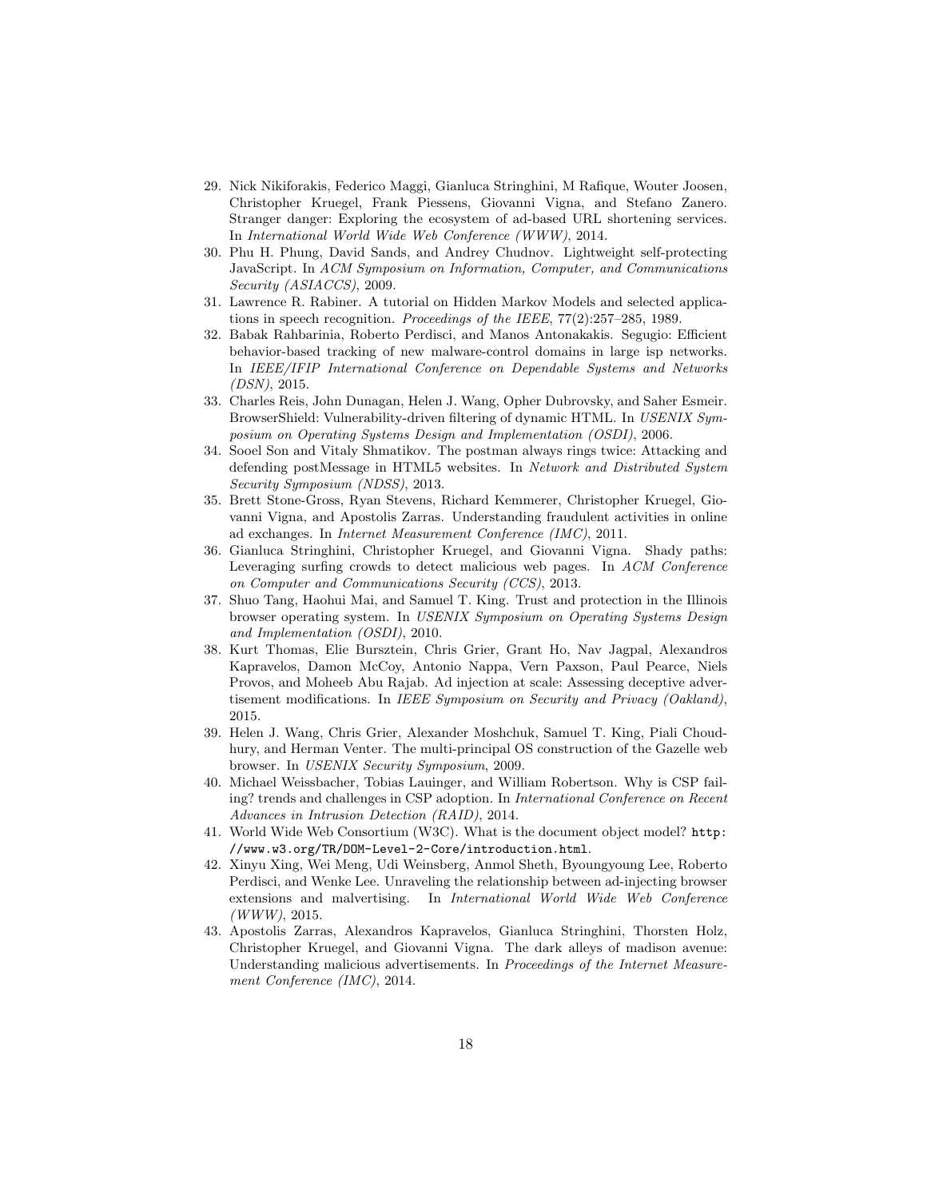29. Nick Nikiforakis, Federico Maggi, Gianluca Stringhini, M Rafique, Wouter Joosen, Christopher Kruegel, Frank Piessens, Giovanni Vigna, and Stefano Zanero. Stranger danger: Exploring the ecosystem of ad-based URL shortening services. In *International World Wide Web Conference (WWW)*, 2014.
30. Phu H. Phung, David Sands, and Andrey Chudnov. Lightweight self-protecting JavaScript. In *ACM Symposium on Information, Computer, and Communications Security (ASIACCS)*, 2009.
31. Lawrence R. Rabiner. A tutorial on Hidden Markov Models and selected applications in speech recognition. *Proceedings of the IEEE*, 77(2):257–285, 1989.
32. Babak Rahbarinia, Roberto Perdisci, and Manos Antonakakis. Segugio: Efficient behavior-based tracking of new malware-control domains in large isp networks. In *IEEE/IFIP International Conference on Dependable Systems and Networks (DSN)*, 2015.
33. Charles Reis, John Dunagan, Helen J. Wang, Opher Dubrovsky, and Saher Esmeir. BrowserShield: Vulnerability-driven filtering of dynamic HTML. In *USENIX Symposium on Operating Systems Design and Implementation (OSDI)*, 2006.
34. Sooel Son and Vitaly Shmatikov. The postman always rings twice: Attacking and defending postMessage in HTML5 websites. In *Network and Distributed System Security Symposium (NDSS)*, 2013.
35. Brett Stone-Gross, Ryan Stevens, Richard Kemmerer, Christopher Kruegel, Giovanni Vigna, and Apostolis Zarras. Understanding fraudulent activities in online ad exchanges. In *Internet Measurement Conference (IMC)*, 2011.
36. Gianluca Stringhini, Christopher Kruegel, and Giovanni Vigna. Shady paths: Leveraging surfing crowds to detect malicious web pages. In *ACM Conference on Computer and Communications Security (CCS)*, 2013.
37. Shuo Tang, Haohui Mai, and Samuel T. King. Trust and protection in the Illinois browser operating system. In *USENIX Symposium on Operating Systems Design and Implementation (OSDI)*, 2010.
38. Kurt Thomas, Elie Bursztein, Chris Grier, Grant Ho, Nav Jagpal, Alexandros Kapravelos, Damon McCoy, Antonio Nappa, Vern Paxson, Paul Pearce, Niels Provos, and Moheeb Abu Rajab. Ad injection at scale: Assessing deceptive advertisement modifications. In *IEEE Symposium on Security and Privacy (Oakland)*, 2015.
39. Helen J. Wang, Chris Grier, Alexander Moshchuk, Samuel T. King, Piali Choudhury, and Herman Venter. The multi-principal OS construction of the Gazelle web browser. In *USENIX Security Symposium*, 2009.
40. Michael Weissbacher, Tobias Lauinger, and William Robertson. Why is CSP failing? trends and challenges in CSP adoption. In *International Conference on Recent Advances in Intrusion Detection (RAID)*, 2014.
41. World Wide Web Consortium (W3C). What is the document object model? `http://www.w3.org/TR/DOM-Level-2-Core/introduction.html`.
42. Xinyu Xing, Wei Meng, Udi Weinsberg, Anmol Sheth, Byoungyoung Lee, Roberto Perdisci, and Wenke Lee. Unraveling the relationship between ad-injecting browser extensions and malvertising. In *International World Wide Web Conference (WWW)*, 2015.
43. Apostolis Zarras, Alexandros Kapravelos, Gianluca Stringhini, Thorsten Holz, Christopher Kruegel, and Giovanni Vigna. The dark alleys of madison avenue: Understanding malicious advertisements. In *Proceedings of the Internet Measurement Conference (IMC)*, 2014.